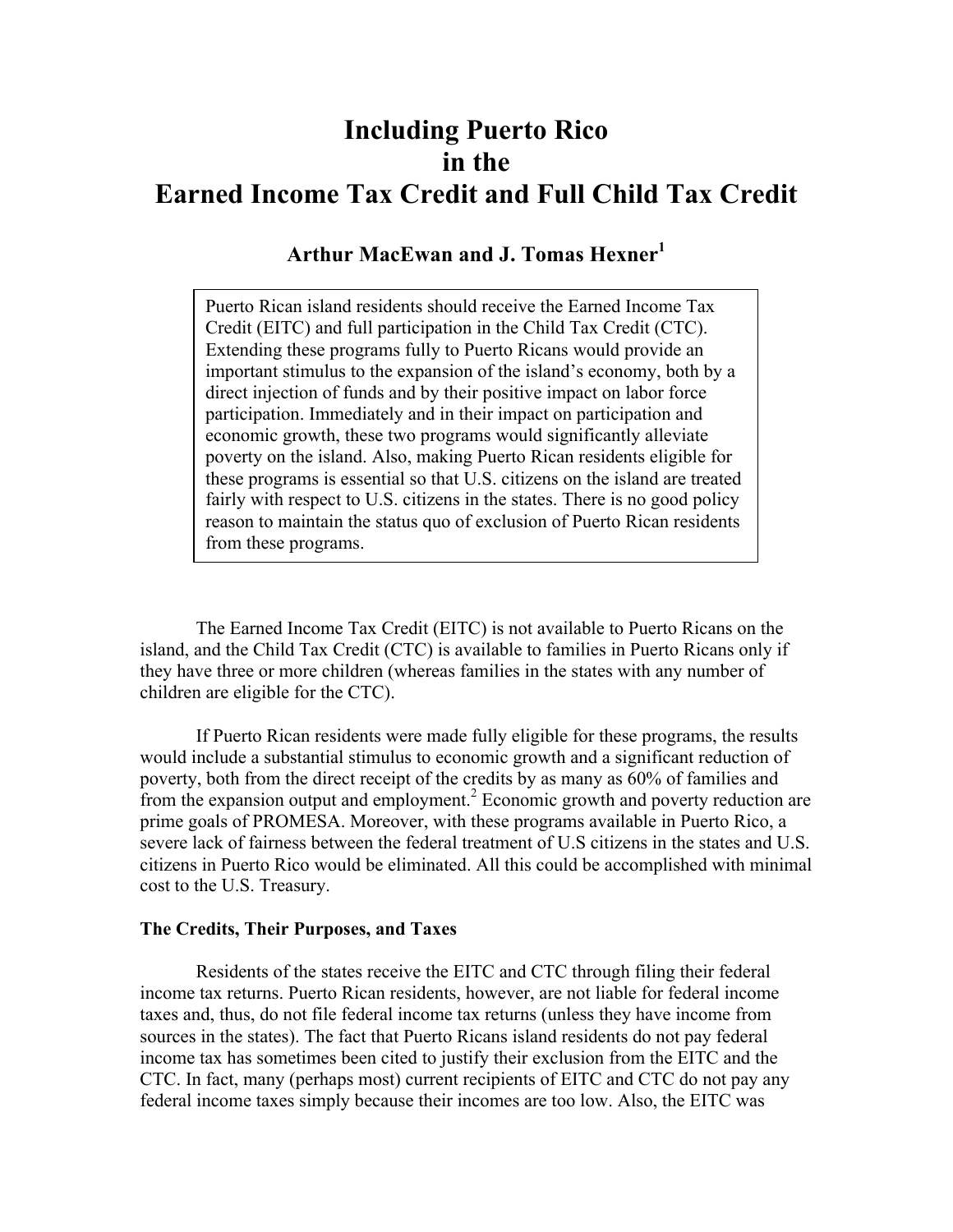# Including Puerto Rico in the Earned Income Tax Credit and Full Child Tax Credit

**Arthur MacEwan and J. Tomas Hexner[1]**

> Puerto Rican island residents should receive the Earned Income Tax Credit (EITC) and full participation in the Child Tax Credit (CTC). Extending these programs fully to Puerto Ricans would provide an important stimulus to the expansion of the island's economy, both by a direct injection of funds and by their positive impact on labor force participation. Immediately and in their impact on participation and economic growth, these two programs would significantly alleviate poverty on the island. Also, making Puerto Rican residents eligible for these programs is essential so that U.S. citizens on the island are treated fairly with respect to U.S. citizens in the states. There is no good policy reason to maintain the status quo of exclusion of Puerto Rican residents from these programs.

The Earned Income Tax Credit (EITC) is not available to Puerto Ricans on the island, and the Child Tax Credit (CTC) is available to families in Puerto Ricans only if they have three or more children (whereas families in the states with any number of children are eligible for the CTC).

If Puerto Rican residents were made fully eligible for these programs, the results would include a substantial stimulus to economic growth and a significant reduction of poverty, both from the direct receipt of the credits by as many as 60% of families and from the expansion output and employment.[2] Economic growth and poverty reduction are prime goals of PROMESA. Moreover, with these programs available in Puerto Rico, a severe lack of fairness between the federal treatment of U.S citizens in the states and U.S. citizens in Puerto Rico would be eliminated. All this could be accomplished with minimal cost to the U.S. Treasury.

**The Credits, Their Purposes, and Taxes**

Residents of the states receive the EITC and CTC through filing their federal income tax returns. Puerto Rican residents, however, are not liable for federal income taxes and, thus, do not file federal income tax returns (unless they have income from sources in the states). The fact that Puerto Ricans island residents do not pay federal income tax has sometimes been cited to justify their exclusion from the EITC and the CTC. In fact, many (perhaps most) current recipients of EITC and CTC do not pay any federal income taxes simply because their incomes are too low. Also, the EITC was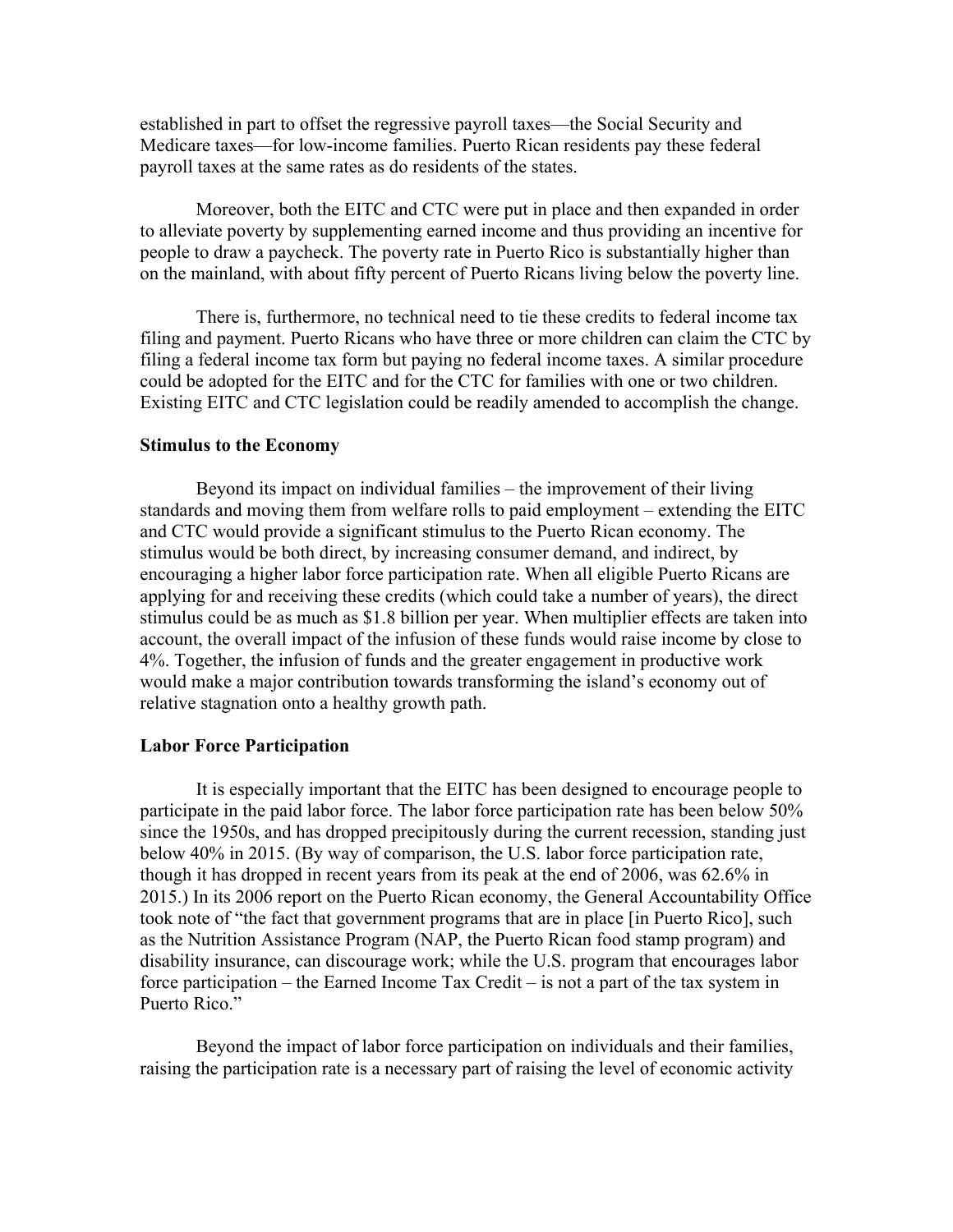established in part to offset the regressive payroll taxes—the Social Security and Medicare taxes—for low-income families. Puerto Rican residents pay these federal payroll taxes at the same rates as do residents of the states.

Moreover, both the EITC and CTC were put in place and then expanded in order to alleviate poverty by supplementing earned income and thus providing an incentive for people to draw a paycheck. The poverty rate in Puerto Rico is substantially higher than on the mainland, with about fifty percent of Puerto Ricans living below the poverty line.

There is, furthermore, no technical need to tie these credits to federal income tax filing and payment. Puerto Ricans who have three or more children can claim the CTC by filing a federal income tax form but paying no federal income taxes. A similar procedure could be adopted for the EITC and for the CTC for families with one or two children. Existing EITC and CTC legislation could be readily amended to accomplish the change.

**Stimulus to the Economy**

Beyond its impact on individual families – the improvement of their living standards and moving them from welfare rolls to paid employment – extending the EITC and CTC would provide a significant stimulus to the Puerto Rican economy. The stimulus would be both direct, by increasing consumer demand, and indirect, by encouraging a higher labor force participation rate. When all eligible Puerto Ricans are applying for and receiving these credits (which could take a number of years), the direct stimulus could be as much as $1.8 billion per year. When multiplier effects are taken into account, the overall impact of the infusion of these funds would raise income by close to 4%. Together, the infusion of funds and the greater engagement in productive work would make a major contribution towards transforming the island's economy out of relative stagnation onto a healthy growth path.

**Labor Force Participation**

It is especially important that the EITC has been designed to encourage people to participate in the paid labor force. The labor force participation rate has been below 50% since the 1950s, and has dropped precipitously during the current recession, standing just below 40% in 2015. (By way of comparison, the U.S. labor force participation rate, though it has dropped in recent years from its peak at the end of 2006, was 62.6% in 2015.) In its 2006 report on the Puerto Rican economy, the General Accountability Office took note of "the fact that government programs that are in place [in Puerto Rico], such as the Nutrition Assistance Program (NAP, the Puerto Rican food stamp program) and disability insurance, can discourage work; while the U.S. program that encourages labor force participation – the Earned Income Tax Credit – is not a part of the tax system in Puerto Rico."

Beyond the impact of labor force participation on individuals and their families, raising the participation rate is a necessary part of raising the level of economic activity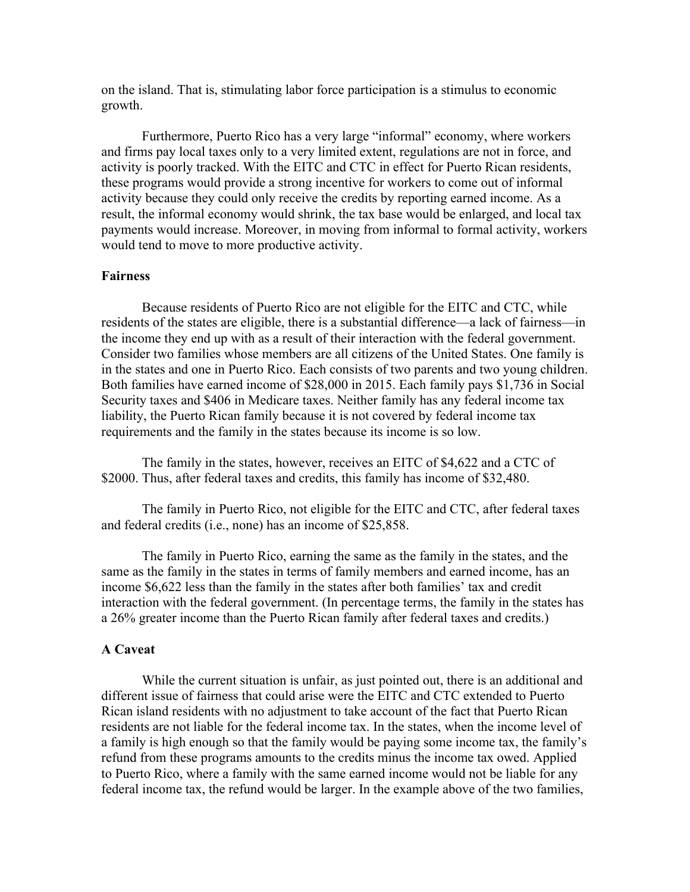on the island. That is, stimulating labor force participation is a stimulus to economic growth.

Furthermore, Puerto Rico has a very large "informal" economy, where workers and firms pay local taxes only to a very limited extent, regulations are not in force, and activity is poorly tracked. With the EITC and CTC in effect for Puerto Rican residents, these programs would provide a strong incentive for workers to come out of informal activity because they could only receive the credits by reporting earned income. As a result, the informal economy would shrink, the tax base would be enlarged, and local tax payments would increase. Moreover, in moving from informal to formal activity, workers would tend to move to more productive activity.

**Fairness**

Because residents of Puerto Rico are not eligible for the EITC and CTC, while residents of the states are eligible, there is a substantial difference—a lack of fairness—in the income they end up with as a result of their interaction with the federal government. Consider two families whose members are all citizens of the United States. One family is in the states and one in Puerto Rico. Each consists of two parents and two young children. Both families have earned income of $28,000 in 2015. Each family pays $1,736 in Social Security taxes and $406 in Medicare taxes. Neither family has any federal income tax liability, the Puerto Rican family because it is not covered by federal income tax requirements and the family in the states because its income is so low.

The family in the states, however, receives an EITC of $4,622 and a CTC of $2000. Thus, after federal taxes and credits, this family has income of $32,480.

The family in Puerto Rico, not eligible for the EITC and CTC, after federal taxes and federal credits (i.e., none) has an income of $25,858.

The family in Puerto Rico, earning the same as the family in the states, and the same as the family in the states in terms of family members and earned income, has an income $6,622 less than the family in the states after both families' tax and credit interaction with the federal government. (In percentage terms, the family in the states has a 26% greater income than the Puerto Rican family after federal taxes and credits.)

**A Caveat**

While the current situation is unfair, as just pointed out, there is an additional and different issue of fairness that could arise were the EITC and CTC extended to Puerto Rican island residents with no adjustment to take account of the fact that Puerto Rican residents are not liable for the federal income tax. In the states, when the income level of a family is high enough so that the family would be paying some income tax, the family's refund from these programs amounts to the credits minus the income tax owed. Applied to Puerto Rico, where a family with the same earned income would not be liable for any federal income tax, the refund would be larger. In the example above of the two families,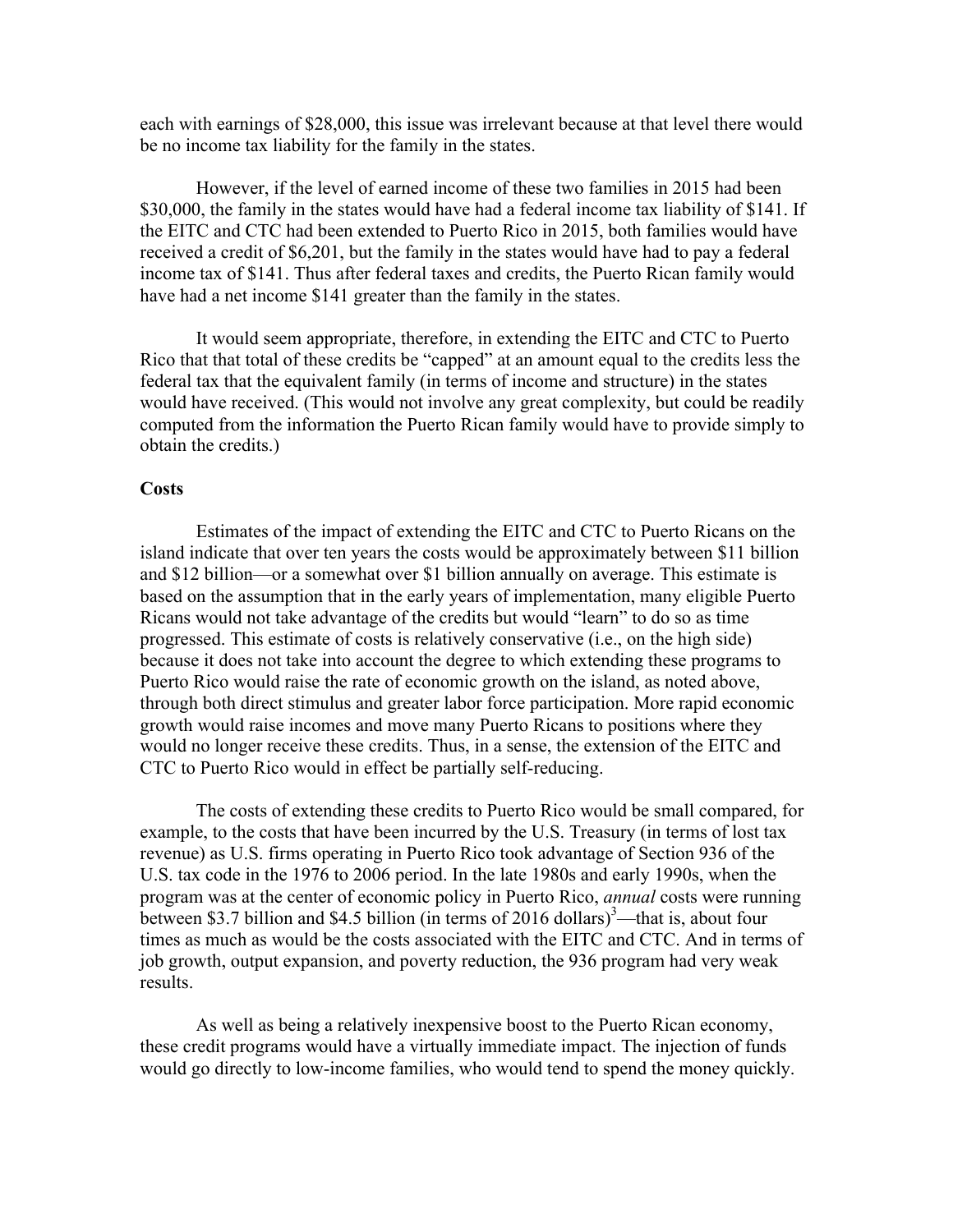each with earnings of $28,000, this issue was irrelevant because at that level there would be no income tax liability for the family in the states.

However, if the level of earned income of these two families in 2015 had been $30,000, the family in the states would have had a federal income tax liability of $141. If the EITC and CTC had been extended to Puerto Rico in 2015, both families would have received a credit of $6,201, but the family in the states would have had to pay a federal income tax of $141. Thus after federal taxes and credits, the Puerto Rican family would have had a net income $141 greater than the family in the states.

It would seem appropriate, therefore, in extending the EITC and CTC to Puerto Rico that that total of these credits be "capped" at an amount equal to the credits less the federal tax that the equivalent family (in terms of income and structure) in the states would have received. (This would not involve any great complexity, but could be readily computed from the information the Puerto Rican family would have to provide simply to obtain the credits.)

**Costs**

Estimates of the impact of extending the EITC and CTC to Puerto Ricans on the island indicate that over ten years the costs would be approximately between $11 billion and $12 billion—or a somewhat over $1 billion annually on average. This estimate is based on the assumption that in the early years of implementation, many eligible Puerto Ricans would not take advantage of the credits but would "learn" to do so as time progressed. This estimate of costs is relatively conservative (i.e., on the high side) because it does not take into account the degree to which extending these programs to Puerto Rico would raise the rate of economic growth on the island, as noted above, through both direct stimulus and greater labor force participation. More rapid economic growth would raise incomes and move many Puerto Ricans to positions where they would no longer receive these credits. Thus, in a sense, the extension of the EITC and CTC to Puerto Rico would in effect be partially self-reducing.

The costs of extending these credits to Puerto Rico would be small compared, for example, to the costs that have been incurred by the U.S. Treasury (in terms of lost tax revenue) as U.S. firms operating in Puerto Rico took advantage of Section 936 of the U.S. tax code in the 1976 to 2006 period. In the late 1980s and early 1990s, when the program was at the center of economic policy in Puerto Rico, *annual* costs were running between $3.7 billion and $4.5 billion (in terms of 2016 dollars)[3]—that is, about four times as much as would be the costs associated with the EITC and CTC. And in terms of job growth, output expansion, and poverty reduction, the 936 program had very weak results.

As well as being a relatively inexpensive boost to the Puerto Rican economy, these credit programs would have a virtually immediate impact. The injection of funds would go directly to low-income families, who would tend to spend the money quickly.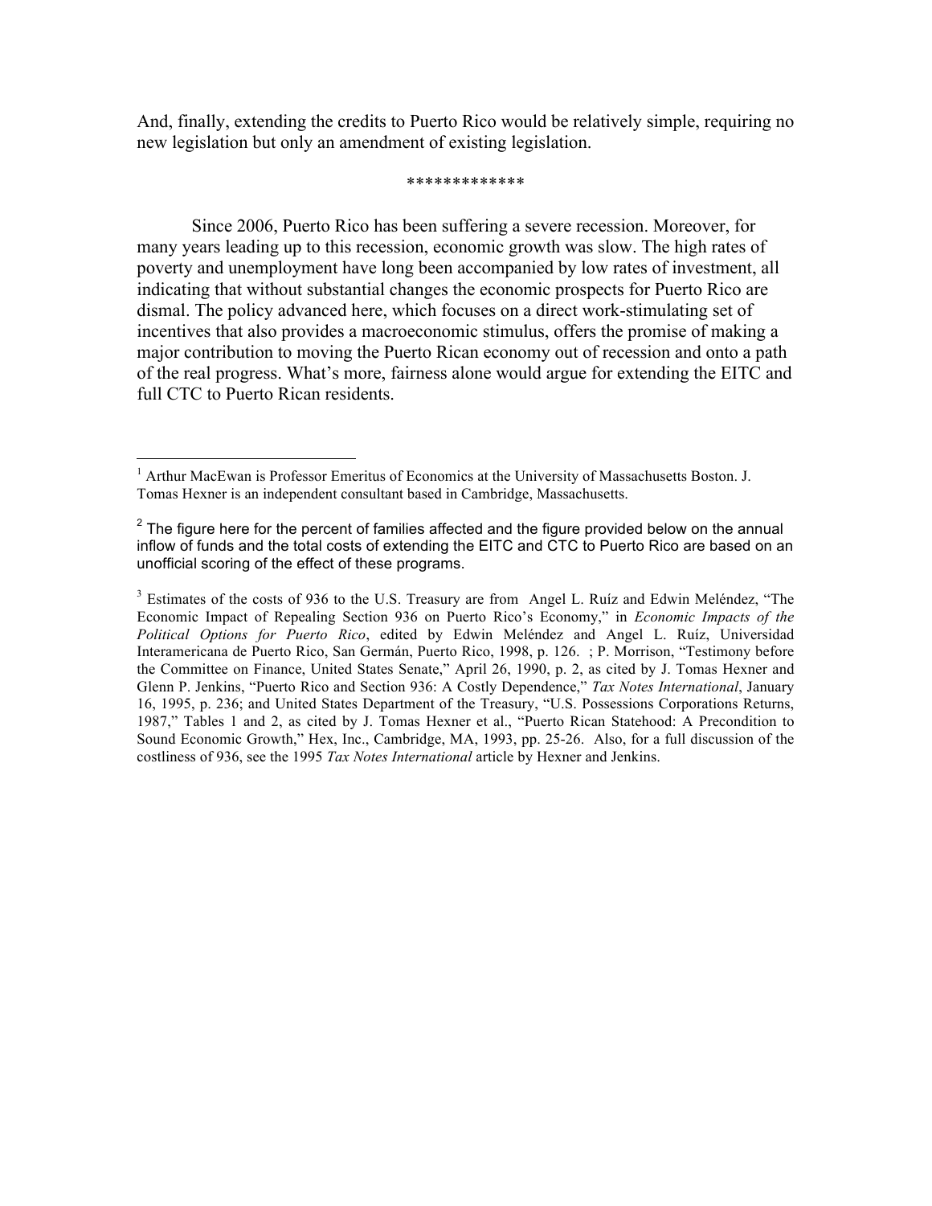And, finally, extending the credits to Puerto Rico would be relatively simple, requiring no new legislation but only an amendment of existing legislation.

*************

Since 2006, Puerto Rico has been suffering a severe recession. Moreover, for many years leading up to this recession, economic growth was slow. The high rates of poverty and unemployment have long been accompanied by low rates of investment, all indicating that without substantial changes the economic prospects for Puerto Rico are dismal. The policy advanced here, which focuses on a direct work-stimulating set of incentives that also provides a macroeconomic stimulus, offers the promise of making a major contribution to moving the Puerto Rican economy out of recession and onto a path of the real progress. What's more, fairness alone would argue for extending the EITC and full CTC to Puerto Rican residents.

---

[1] Arthur MacEwan is Professor Emeritus of Economics at the University of Massachusetts Boston. J. Tomas Hexner is an independent consultant based in Cambridge, Massachusetts.

[2] The figure here for the percent of families affected and the figure provided below on the annual inflow of funds and the total costs of extending the EITC and CTC to Puerto Rico are based on an unofficial scoring of the effect of these programs.

[3] Estimates of the costs of 936 to the U.S. Treasury are from Angel L. Ruíz and Edwin Meléndez, "The Economic Impact of Repealing Section 936 on Puerto Rico's Economy," in *Economic Impacts of the Political Options for Puerto Rico*, edited by Edwin Meléndez and Angel L. Ruíz, Universidad Interamericana de Puerto Rico, San Germán, Puerto Rico, 1998, p. 126. ; P. Morrison, "Testimony before the Committee on Finance, United States Senate," April 26, 1990, p. 2, as cited by J. Tomas Hexner and Glenn P. Jenkins, "Puerto Rico and Section 936: A Costly Dependence," *Tax Notes International*, January 16, 1995, p. 236; and United States Department of the Treasury, "U.S. Possessions Corporations Returns, 1987," Tables 1 and 2, as cited by J. Tomas Hexner et al., "Puerto Rican Statehood: A Precondition to Sound Economic Growth," Hex, Inc., Cambridge, MA, 1993, pp. 25-26. Also, for a full discussion of the costliness of 936, see the 1995 *Tax Notes International* article by Hexner and Jenkins.